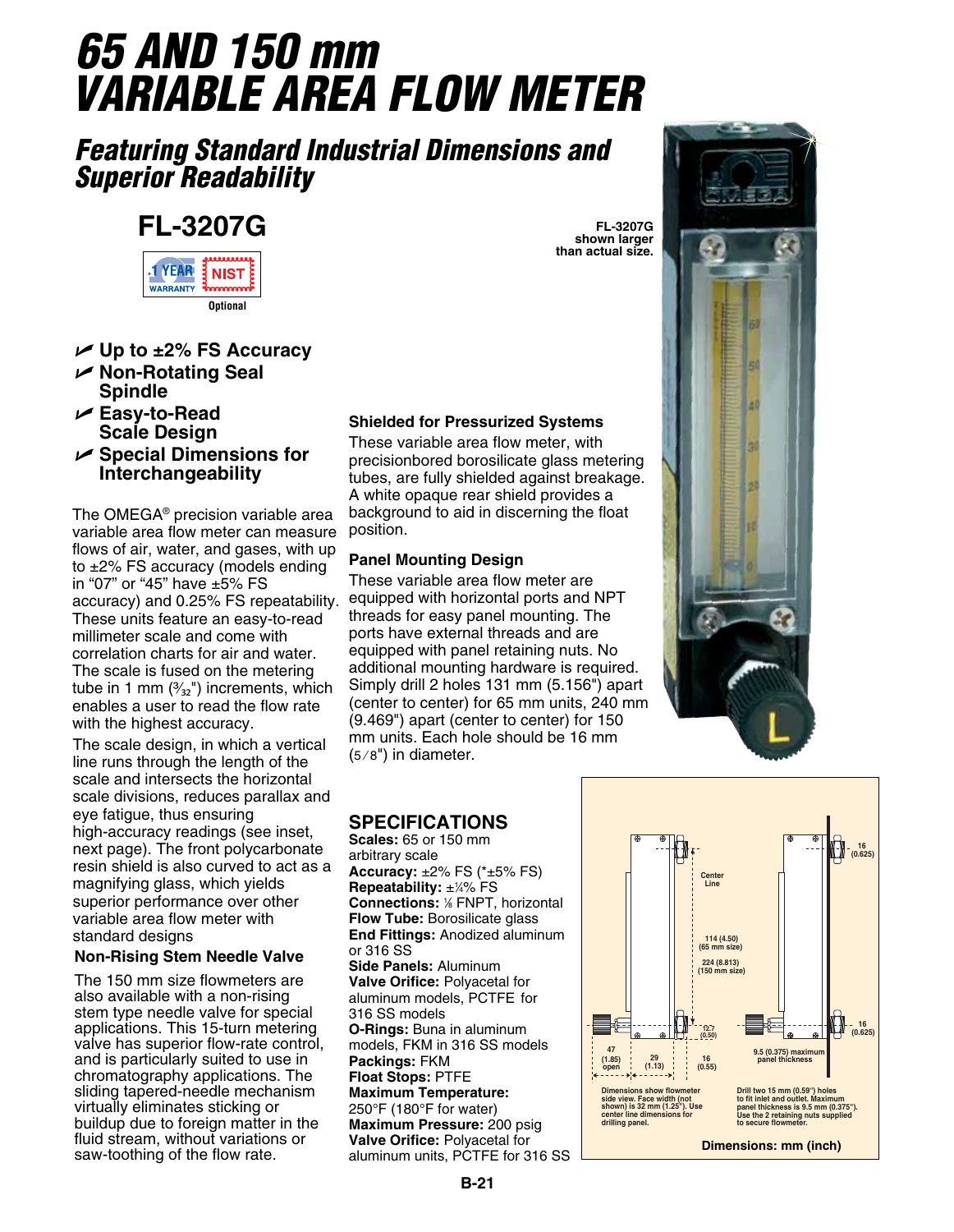# 65 AND 150 mm VARIABLE AREA FLOW METER

## Featuring Standard Industrial Dimensions and Superior Readability

### FL-3207G

1 YEAR WARRANTY | NIST Optional

FL-3207G shown larger than actual size.

- ✔ Up to ±2% FS Accuracy
- ✔ Non-Rotating Seal Spindle
- ✔ Easy-to-Read Scale Design
- ✔ Special Dimensions for Interchangeability

The OMEGA® precision variable area variable area flow meter can measure flows of air, water, and gases, with up to ±2% FS accuracy (models ending in "07" or "45" have ±5% FS accuracy) and 0.25% FS repeatability. These units feature an easy-to-read millimeter scale and come with correlation charts for air and water. The scale is fused on the metering tube in 1 mm (3⁄32") increments, which enables a user to read the flow rate with the highest accuracy.

The scale design, in which a vertical line runs through the length of the scale and intersects the horizontal scale divisions, reduces parallax and eye fatigue, thus ensuring high-accuracy readings (see inset, next page). The front polycarbonate resin shield is also curved to act as a magnifying glass, which yields superior performance over other variable area flow meter with standard designs

**Non-Rising Stem Needle Valve**

The 150 mm size flowmeters are also available with a non-rising stem type needle valve for special applications. This 15-turn metering valve has superior flow-rate control, and is particularly suited to use in chromatography applications. The sliding tapered-needle mechanism virtually eliminates sticking or buildup due to foreign matter in the fluid stream, without variations or saw-toothing of the flow rate.

**Shielded for Pressurized Systems**

These variable area flow meter, with precisionbored borosilicate glass metering tubes, are fully shielded against breakage. A white opaque rear shield provides a background to aid in discerning the float position.

**Panel Mounting Design**

These variable area flow meter are equipped with horizontal ports and NPT threads for easy panel mounting. The ports have external threads and are equipped with panel retaining nuts. No additional mounting hardware is required. Simply drill 2 holes 131 mm (5.156") apart (center to center) for 65 mm units, 240 mm (9.469") apart (center to center) for 150 mm units. Each hole should be 16 mm (5⁄8") in diameter.

## SPECIFICATIONS

**Scales:** 65 or 150 mm arbitrary scale
**Accuracy:** ±2% FS (*±5% FS)
**Repeatability:** ±¼% FS
**Connections:** ⅛ FNPT, horizontal
**Flow Tube:** Borosilicate glass
**End Fittings:** Anodized aluminum or 316 SS
**Side Panels:** Aluminum
**Valve Orifice:** Polyacetal for aluminum models, PCTFE for 316 SS models
**O-Rings:** Buna in aluminum models, FKM in 316 SS models
**Packings:** FKM
**Float Stops:** PTFE
**Maximum Temperature:** 250°F (180°F for water)
**Maximum Pressure:** 200 psig
**Valve Orifice:** Polyacetal for aluminum units, PCTFE for 316 SS

Center Line

114 (4.50) (65 mm size)

224 (8.813) (150 mm size)

16 (0.625)

12.7 (0.50)

47 (1.85) open

29 (1.13)

16 (0.55)

9.5 (0.375) maximum panel thickness

Dimensions show flowmeter side view. Face width (not shown) is 32 mm (1.25"). Use center line dimensions for drilling panel.

Drill two 15 mm (0.59") holes to fit inlet and outlet. Maximum panel thickness is 9.5 mm (0.375"). Use the 2 retaining nuts supplied to secure flowmeter.

Dimensions: mm (inch)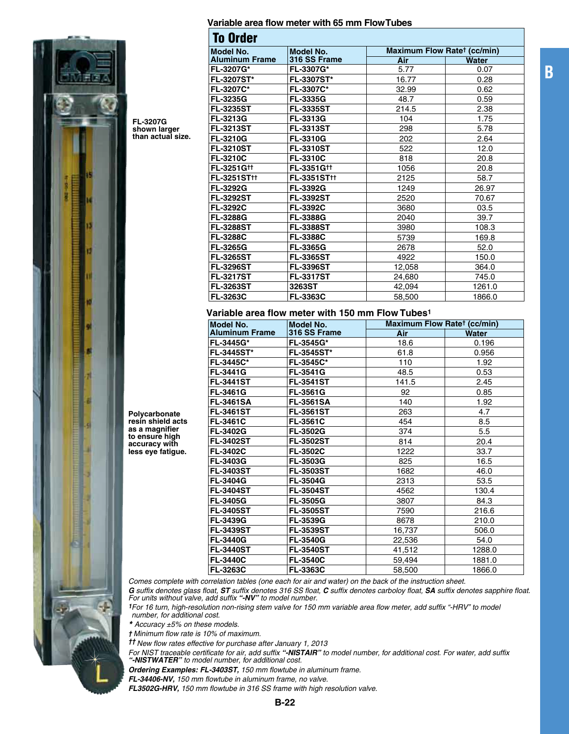## Variable area flow meter with 65 mm FlowTubes

### To Order

| Model No. Aluminum Frame | Model No. 316 SS Frame | Maximum Flow Rate† (cc/min) | |
|---|---|---|---|
| | | Air | Water |
| FL-3207G* | FL-3307G* | 5.77 | 0.07 |
| FL-3207ST* | FL-3307ST* | 16.77 | 0.28 |
| FL-3207C* | FL-3307C* | 32.99 | 0.62 |
| FL-3235G | FL-3335G | 48.7 | 0.59 |
| FL-3235ST | FL-3335ST | 214.5 | 2.38 |
| FL-3213G | FL-3313G | 104 | 1.75 |
| FL-3213ST | FL-3313ST | 298 | 5.78 |
| FL-3210G | FL-3310G | 202 | 2.64 |
| FL-3210ST | FL-3310ST | 522 | 12.0 |
| FL-3210C | FL-3310C | 818 | 20.8 |
| FL-3251G†† | FL-3351G†† | 1056 | 20.8 |
| FL-3251ST†† | FL-3351ST†† | 2125 | 58.7 |
| FL-3292G | FL-3392G | 1249 | 26.97 |
| FL-3292ST | FL-3392ST | 2520 | 70.67 |
| FL-3292C | FL-3392C | 3680 | 03.5 |
| FL-3288G | FL-3388G | 2040 | 39.7 |
| FL-3288ST | FL-3388ST | 3980 | 108.3 |
| FL-3288C | FL-3388C | 5739 | 169.8 |
| FL-3265G | FL-3365G | 2678 | 52.0 |
| FL-3265ST | FL-3365ST | 4922 | 150.0 |
| FL-3296ST | FL-3396ST | 12,058 | 364.0 |
| FL-3217ST | FL-3317ST | 24,680 | 745.0 |
| FL-3263ST | 3263ST | 42,094 | 1261.0 |
| FL-3263C | FL-3363C | 58,500 | 1866.0 |

FL-3207G shown larger than actual size.

## Variable area flow meter with 150 mm Flow Tubes[1]

| Model No. Aluminum Frame | Model No. 316 SS Frame | Maximum Flow Rate† (cc/min) | |
|---|---|---|---|
| | | Air | Water |
| FL-3445G* | FL-3545G* | 18.6 | 0.196 |
| FL-3445ST* | FL-3545ST* | 61.8 | 0.956 |
| FL-3445C* | FL-3545C* | 110 | 1.92 |
| FL-3441G | FL-3541G | 48.5 | 0.53 |
| FL-3441ST | FL-3541ST | 141.5 | 2.45 |
| FL-3461G | FL-3561G | 92 | 0.85 |
| FL-3461SA | FL-3561SA | 140 | 1.92 |
| FL-3461ST | FL-3561ST | 263 | 4.7 |
| FL-3461C | FL-3561C | 454 | 8.5 |
| FL-3402G | FL-3502G | 374 | 5.5 |
| FL-3402ST | FL-3502ST | 814 | 20.4 |
| FL-3402C | FL-3502C | 1222 | 33.7 |
| FL-3403G | FL-3503G | 825 | 16.5 |
| FL-3403ST | FL-3503ST | 1682 | 46.0 |
| FL-3404G | FL-3504G | 2313 | 53.5 |
| FL-3404ST | FL-3504ST | 4562 | 130.4 |
| FL-3405G | FL-3505G | 3807 | 84.3 |
| FL-3405ST | FL-3505ST | 7590 | 216.6 |
| FL-3439G | FL-3539G | 8678 | 210.0 |
| FL-3439ST | FL-3539ST | 16,737 | 506.0 |
| FL-3440G | FL-3540G | 22,536 | 54.0 |
| FL-3440ST | FL-3540ST | 41,512 | 1288.0 |
| FL-3440C | FL-3540C | 59,494 | 1881.0 |
| FL-3263C | FL-3363C | 58,500 | 1866.0 |

Polycarbonate resin shield acts as a magnifier to ensure high accuracy with less eye fatigue.

*Comes complete with correlation tables (one each for air and water) on the back of the instruction sheet.*

***G** suffix denotes glass float, **ST** suffix denotes 316 SS float, **C** suffix denotes carboloy float, **SA** suffix denotes sapphire float. For units without valve, add suffix **"-NV"** to model number.*

*[1]For 16 turn, high-resolution non-rising stem valve for 150 mm variable area flow meter, add suffix "-HRV" to model number, for additional cost.*

*\* Accuracy ±5% on these models.*

*† Minimum flow rate is 10% of maximum.*

*†† New flow rates effective for purchase after January 1, 2013*

*For NIST traceable certificate for air, add suffix **"-NISTAIR"** to model number, for additional cost. For water, add suffix **"-NISTWATER"** to model number, for additional cost.*

***Ordering Examples: FL-3403ST,** 150 mm flowtube in aluminum frame.*

***FL-34406-NV,** 150 mm flowtube in aluminum frame, no valve.*

***FL3502G-HRV,** 150 mm flowtube in 316 SS frame with high resolution valve.*